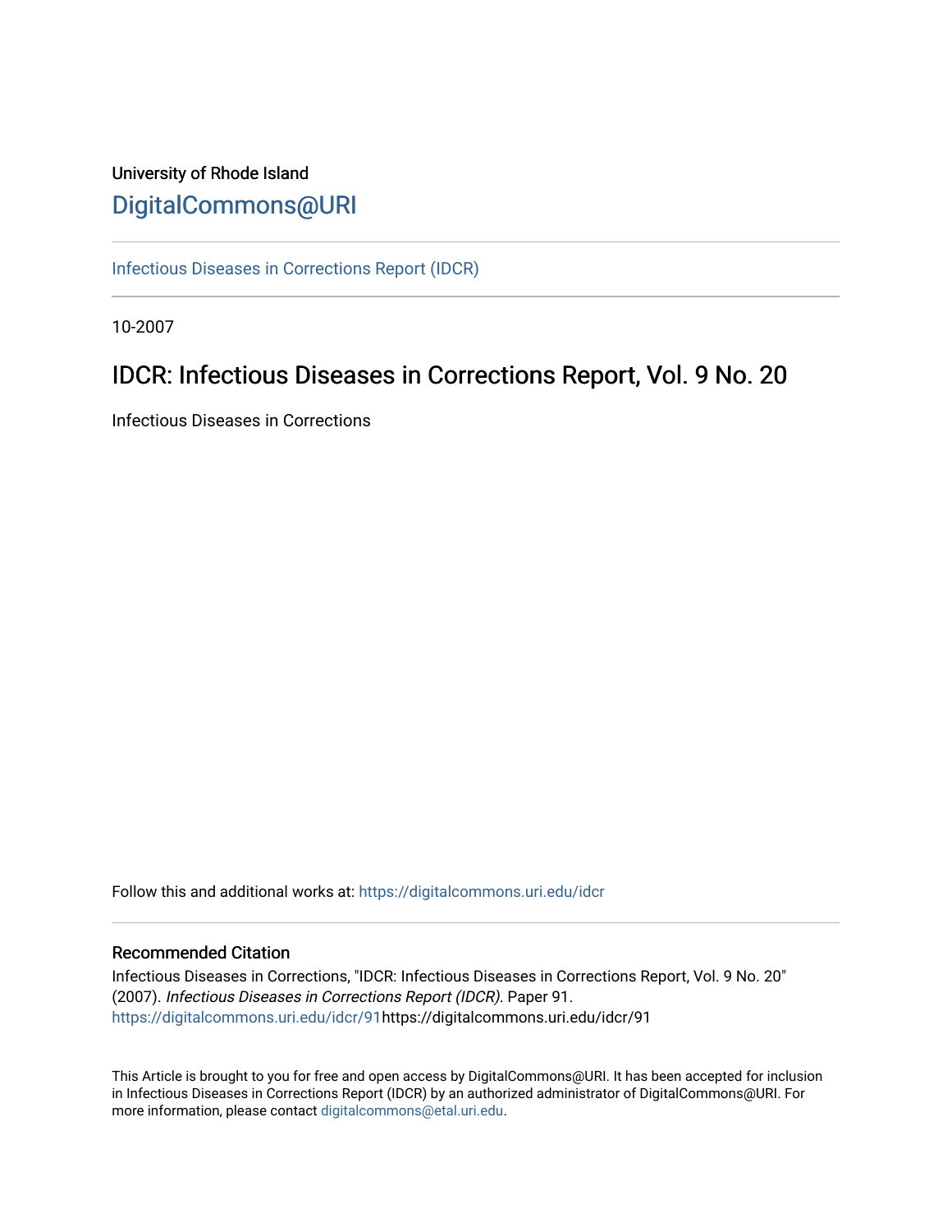University of Rhode Island

# DigitalCommons@URI

Infectious Diseases in Corrections Report (IDCR)

10-2007

## IDCR: Infectious Diseases in Corrections Report, Vol. 9 No. 20

Infectious Diseases in Corrections

Follow this and additional works at: https://digitalcommons.uri.edu/idcr

### Recommended Citation

Infectious Diseases in Corrections, "IDCR: Infectious Diseases in Corrections Report, Vol. 9 No. 20" (2007). *Infectious Diseases in Corrections Report (IDCR).* Paper 91.
https://digitalcommons.uri.edu/idcr/91https://digitalcommons.uri.edu/idcr/91

This Article is brought to you for free and open access by DigitalCommons@URI. It has been accepted for inclusion in Infectious Diseases in Corrections Report (IDCR) by an authorized administrator of DigitalCommons@URI. For more information, please contact digitalcommons@etal.uri.edu.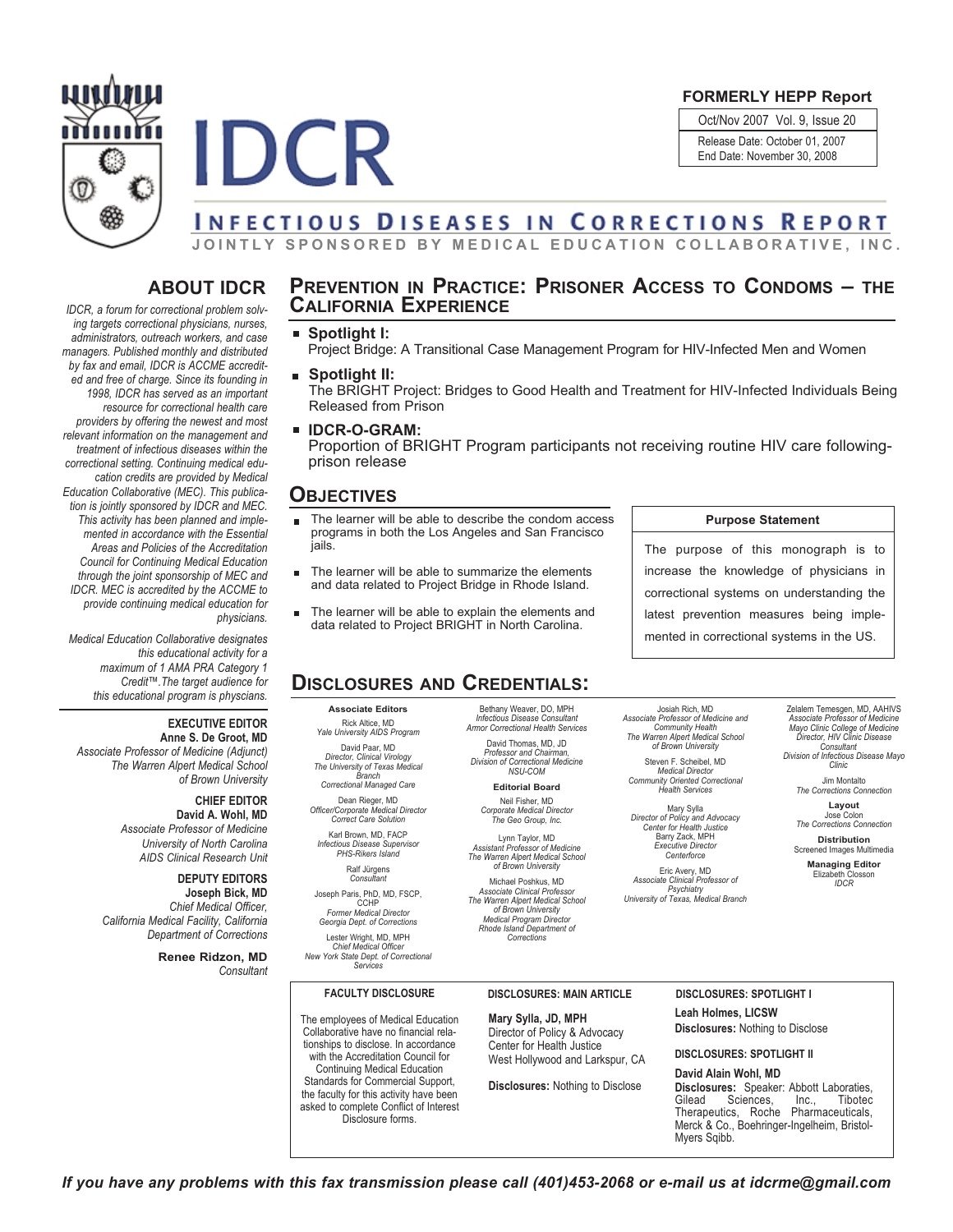**FORMERLY HEPP Report**

Oct/Nov 2007 Vol. 9, Issue 20

Release Date: October 01, 2007
End Date: November 30, 2008

# IDCR

## INFECTIOUS DISEASES IN CORRECTIONS REPORT

JOINTLY SPONSORED BY MEDICAL EDUCATION COLLABORATIVE, INC.

## ABOUT IDCR

*IDCR, a forum for correctional problem solving targets correctional physicians, nurses, administrators, outreach workers, and case managers. Published monthly and distributed by fax and email, IDCR is ACCME accredited and free of charge. Since its founding in 1998, IDCR has served as an important resource for correctional health care providers by offering the newest and most relevant information on the management and treatment of infectious diseases within the correctional setting. Continuing medical education credits are provided by Medical Education Collaborative (MEC). This publication is jointly sponsored by IDCR and MEC. This activity has been planned and implemented in accordance with the Essential Areas and Policies of the Accreditation Council for Continuing Medical Education through the joint sponsorship of MEC and IDCR. MEC is accredited by the ACCME to provide continuing medical education for physicians.*

*Medical Education Collaborative designates this educational activity for a maximum of 1 AMA PRA Category 1 Credit™. The target audience for this educational program is physicians.*

**EXECUTIVE EDITOR**
**Anne S. De Groot, MD**
*Associate Professor of Medicine (Adjunct)*
*The Warren Alpert Medical School of Brown University*

**CHIEF EDITOR**
**David A. Wohl, MD**
*Associate Professor of Medicine*
*University of North Carolina*
*AIDS Clinical Research Unit*

**DEPUTY EDITORS**
**Joseph Bick, MD**
*Chief Medical Officer, California Medical Facility, California Department of Corrections*

**Renee Ridzon, MD**
*Consultant*

## PREVENTION IN PRACTICE: PRISONER ACCESS TO CONDOMS – THE CALIFORNIA EXPERIENCE

- **Spotlight I:**
  Project Bridge: A Transitional Case Management Program for HIV-Infected Men and Women
- **Spotlight II:**
  The BRIGHT Project: Bridges to Good Health and Treatment for HIV-Infected Individuals Being Released from Prison
- **IDCR-O-GRAM:**
  Proportion of BRIGHT Program participants not receiving routine HIV care following-prison release

## OBJECTIVES

- The learner will be able to describe the condom access programs in both the Los Angeles and San Francisco jails.
- The learner will be able to summarize the elements and data related to Project Bridge in Rhode Island.
- The learner will be able to explain the elements and data related to Project BRIGHT in North Carolina.

**Purpose Statement**

The purpose of this monograph is to increase the knowledge of physicians in correctional systems on understanding the latest prevention measures being implemented in correctional systems in the US.

## DISCLOSURES AND CREDENTIALS:

**Associate Editors**

Rick Altice, MD
*Yale University AIDS Program*

David Paar, MD
*Director, Clinical Virology*
*The University of Texas Medical Branch*
*Correctional Managed Care*

Dean Rieger, MD
*Officer/Corporate Medical Director*
*Correct Care Solution*

Karl Brown, MD, FACP
*Infectious Disease Supervisor*
*PHS-Rikers Island*

Ralf Jürgens
*Consultant*

Joseph Paris, PhD, MD, FSCP, CCHP
*Former Medical Director*
*Georgia Dept. of Corrections*

Lester Wright, MD, MPH
*Chief Medical Officer*
*New York State Dept. of Correctional Services*

Bethany Weaver, DO, MPH
*Infectious Disease Consultant*
*Armor Correctional Health Services*

David Thomas, MD, JD
*Professor and Chairman,*
*Division of Correctional Medicine*
*NSU-COM*

**Editorial Board**

Neil Fisher, MD
*Corporate Medical Director*
*The Geo Group, Inc.*

Lynn Taylor, MD
*Assistant Professor of Medicine*
*The Warren Alpert Medical School of Brown University*

Michael Poshkus, MD
*Associate Clinical Professor*
*The Warren Alpert Medical School of Brown University*
*Medical Program Director*
*Rhode Island Department of Corrections*

Josiah Rich, MD
*Associate Professor of Medicine and Community Health*
*The Warren Alpert Medical School of Brown University*

Steven F. Scheibel, MD
*Medical Director*
*Community Oriented Correctional Health Services*

Mary Sylla
*Director of Policy and Advocacy*
*Center for Health Justice*

Barry Zack, MPH
*Executive Director*
*Centerforce*

Eric Avery, MD
*Associate Clinical Professor of Psychiatry*
*University of Texas, Medical Branch*

Zelalem Temesgen, MD, AAHIVS
*Associate Professor of Medicine*
*Mayo Clinic College of Medicine*
*Director, HIV Clinic Disease Consultant*
*Division of Infectious Disease Mayo Clinic*

Jim Montalto
*The Corrections Connection*

**Layout**
Jose Colon
*The Corrections Connection*

**Distribution**
Screened Images Multimedia

**Managing Editor**
Elizabeth Closson
*IDCR*

**FACULTY DISCLOSURE**

The employees of Medical Education Collaborative have no financial relationships to disclose. In accordance with the Accreditation Council for Continuing Medical Education Standards for Commercial Support, the faculty for this activity have been asked to complete Conflict of Interest Disclosure forms.

**DISCLOSURES: MAIN ARTICLE**

**Mary Sylla, JD, MPH**
Director of Policy & Advocacy
Center for Health Justice
West Hollywood and Larkspur, CA

**Disclosures:** Nothing to Disclose

**DISCLOSURES: SPOTLIGHT I**

**Leah Holmes, LICSW**
**Disclosures:** Nothing to Disclose

**DISCLOSURES: SPOTLIGHT II**

**David Alain Wohl, MD**
**Disclosures:** Speaker: Abbott Laboraties, Gilead Sciences, Inc., Tibotec Therapeutics, Roche Pharmaceuticals, Merck & Co., Boehringer-Ingelheim, Bristol-Myers Sqibb.

***If you have any problems with this fax transmission please call (401)453-2068 or e-mail us at idcrme@gmail.com***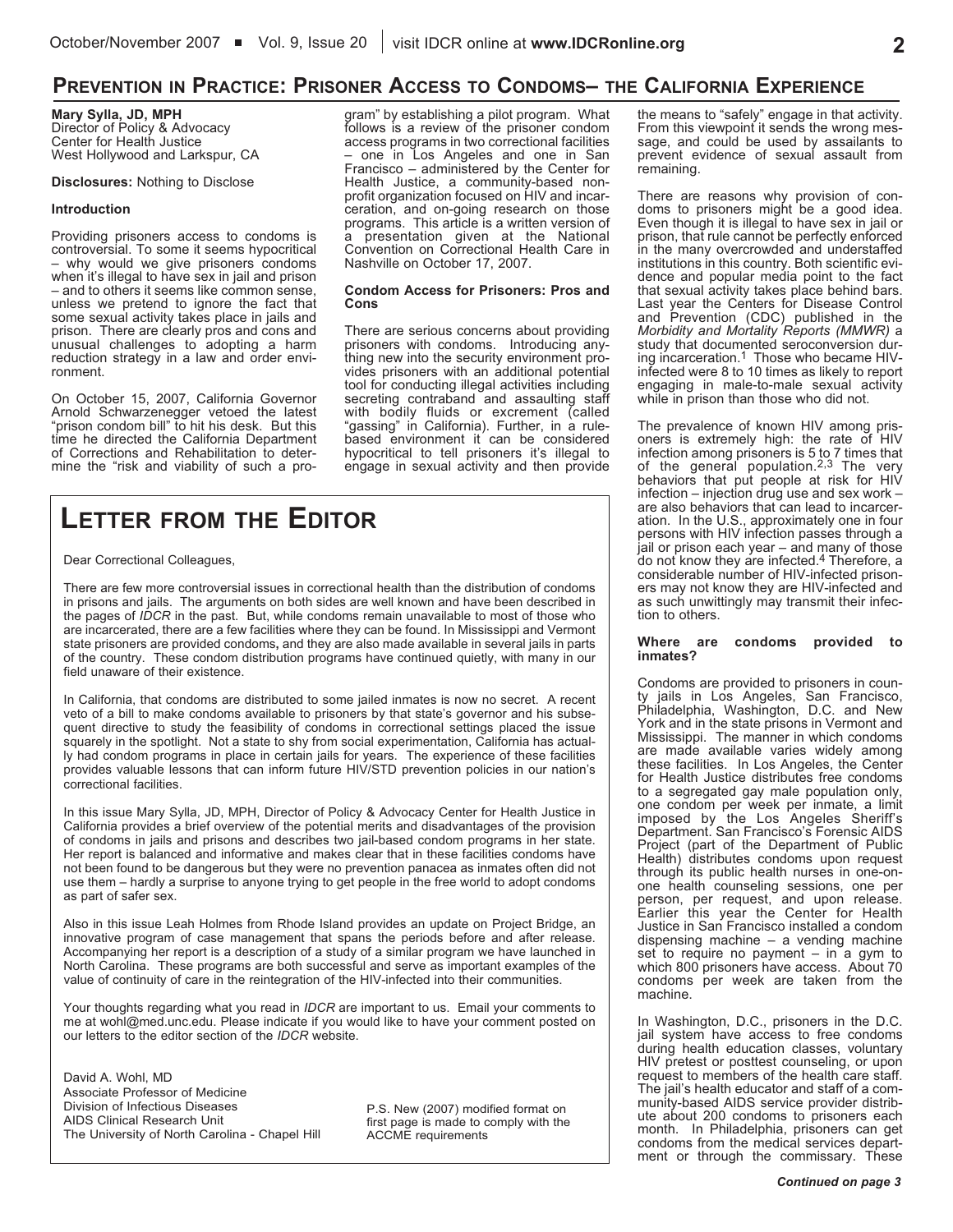## Prevention in Practice: Prisoner Access to Condoms– the California Experience

**Mary Sylla, JD, MPH**
Director of Policy & Advocacy
Center for Health Justice
West Hollywood and Larkspur, CA

**Disclosures:** Nothing to Disclose

**Introduction**

Providing prisoners access to condoms is controversial. To some it seems hypocritical – why would we give prisoners condoms when it's illegal to have sex in jail and prison – and to others it seems like common sense, unless we pretend to ignore the fact that some sexual activity takes place in jails and prison. There are clearly pros and cons and unusual challenges to adopting a harm reduction strategy in a law and order environment.

On October 15, 2007, California Governor Arnold Schwarzenegger vetoed the latest "prison condom bill" to hit his desk. But this time he directed the California Department of Corrections and Rehabilitation to determine the "risk and viability of such a program" by establishing a pilot program. What follows is a review of the prisoner condom access programs in two correctional facilities – one in Los Angeles and one in San Francisco – administered by the Center for Health Justice, a community-based nonprofit organization focused on HIV and incarceration, and on-going research on those programs. This article is a written version of a presentation given at the National Convention on Correctional Health Care in Nashville on October 17, 2007.

**Condom Access for Prisoners: Pros and Cons**

There are serious concerns about providing prisoners with condoms. Introducing anything new into the security environment provides prisoners with an additional potential tool for conducting illegal activities including secreting contraband and assaulting staff with bodily fluids or excrement (called "gassing" in California). Further, in a rule-based environment it can be considered hypocritical to tell prisoners it's illegal to engage in sexual activity and then provide the means to "safely" engage in that activity. From this viewpoint it sends the wrong message, and could be used by assailants to prevent evidence of sexual assault from remaining.

There are reasons why provision of condoms to prisoners might be a good idea. Even though it is illegal to have sex in jail or prison, that rule cannot be perfectly enforced in the many overcrowded and understaffed institutions in this country. Both scientific evidence and popular media point to the fact that sexual activity takes place behind bars. Last year the Centers for Disease Control and Prevention (CDC) published in the *Morbidity and Mortality Reports (MMWR)* a study that documented seroconversion during incarceration.[1] Those who became HIV-infected were 8 to 10 times as likely to report engaging in male-to-male sexual activity while in prison than those who did not.

The prevalence of known HIV among prisoners is extremely high: the rate of HIV infection among prisoners is 5 to 7 times that of the general population.[2,3] The very behaviors that put people at risk for HIV infection – injection drug use and sex work – are also behaviors that can lead to incarceration. In the U.S., approximately one in four persons with HIV infection passes through a jail or prison each year – and many of those do not know they are infected.[4] Therefore, a considerable number of HIV-infected prisoners may not know they are HIV-infected and as such unwittingly may transmit their infection to others.

**Where are condoms provided to inmates?**

Condoms are provided to prisoners in county jails in Los Angeles, San Francisco, Philadelphia, Washington, D.C. and New York and in the state prisons in Vermont and Mississippi. The manner in which condoms are made available varies widely among these facilities. In Los Angeles, the Center for Health Justice distributes free condoms to a segregated gay male population only, one condom per week per inmate, a limit imposed by the Los Angeles Sheriff's Department. San Francisco's Forensic AIDS Project (part of the Department of Public Health) distributes condoms upon request through its public health nurses in one-on-one health counseling sessions, one per person, per request, and upon release. Earlier this year the Center for Health Justice in San Francisco installed a condom dispensing machine – a vending machine set to require no payment – in a gym to which 800 prisoners have access. About 70 condoms per week are taken from the machine.

In Washington, D.C., prisoners in the D.C. jail system have access to free condoms during health education classes, voluntary HIV pretest or posttest counseling, or upon request to members of the health care staff. The jail's health educator and staff of a community-based AIDS service provider distribute about 200 condoms to prisoners each month. In Philadelphia, prisoners can get condoms from the medical services department or through the commissary. These

*Continued on page 3*

## Letter from the Editor

Dear Correctional Colleagues,

There are few more controversial issues in correctional health than the distribution of condoms in prisons and jails. The arguments on both sides are well known and have been described in the pages of *IDCR* in the past. But, while condoms remain unavailable to most of those who are incarcerated, there are a few facilities where they can be found. In Mississippi and Vermont state prisoners are provided condoms**,** and they are also made available in several jails in parts of the country. These condom distribution programs have continued quietly, with many in our field unaware of their existence.

In California, that condoms are distributed to some jailed inmates is now no secret. A recent veto of a bill to make condoms available to prisoners by that state's governor and his subsequent directive to study the feasibility of condoms in correctional settings placed the issue squarely in the spotlight. Not a state to shy from social experimentation, California has actually had condom programs in place in certain jails for years. The experience of these facilities provides valuable lessons that can inform future HIV/STD prevention policies in our nation's correctional facilities.

In this issue Mary Sylla, JD, MPH, Director of Policy & Advocacy Center for Health Justice in California provides a brief overview of the potential merits and disadvantages of the provision of condoms in jails and prisons and describes two jail-based condom programs in her state. Her report is balanced and informative and makes clear that in these facilities condoms have not been found to be dangerous but they were no prevention panacea as inmates often did not use them – hardly a surprise to anyone trying to get people in the free world to adopt condoms as part of safer sex.

Also in this issue Leah Holmes from Rhode Island provides an update on Project Bridge, an innovative program of case management that spans the periods before and after release. Accompanying her report is a description of a study of a similar program we have launched in North Carolina. These programs are both successful and serve as important examples of the value of continuity of care in the reintegration of the HIV-infected into their communities.

Your thoughts regarding what you read in *IDCR* are important to us. Email your comments to me at wohl@med.unc.edu. Please indicate if you would like to have your comment posted on our letters to the editor section of the *IDCR* website.

David A. Wohl, MD
Associate Professor of Medicine
Division of Infectious Diseases
AIDS Clinical Research Unit
The University of North Carolina - Chapel Hill

P.S. New (2007) modified format on first page is made to comply with the ACCME requirements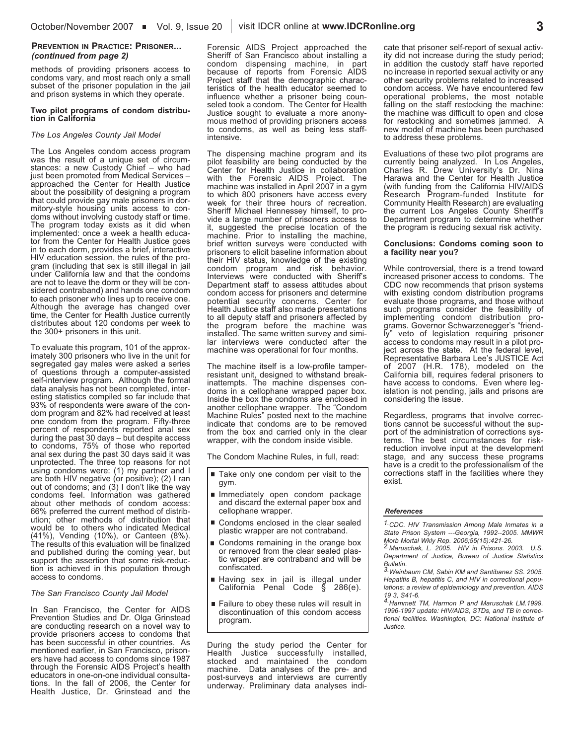### Prevention in Practice: Prisoner... *(continued from page 2)*

methods of providing prisoners access to condoms vary, and most reach only a small subset of the prisoner population in the jail and prison systems in which they operate.

#### Two pilot programs of condom distribution in California

*The Los Angeles County Jail Model*

The Los Angeles condom access program was the result of a unique set of circumstances: a new Custody Chief – who had just been promoted from Medical Services – approached the Center for Health Justice about the possibility of designing a program that could provide gay male prisoners in dormitory-style housing units access to condoms without involving custody staff or time. The program today exists as it did when implemented: once a week a health educator from the Center for Health Justice goes in to each dorm, provides a brief, interactive HIV education session, the rules of the program (including that sex is still illegal in jail under California law and that the condoms are not to leave the dorm or they will be considered contraband) and hands one condom to each prisoner who lines up to receive one. Although the average has changed over time, the Center for Health Justice currently distributes about 120 condoms per week to the 300+ prisoners in this unit.

To evaluate this program, 101 of the approximately 300 prisoners who live in the unit for segregated gay males were asked a series of questions through a computer-assisted self-interview program. Although the formal data analysis has not been completed, interesting statistics compiled so far include that 93% of respondents were aware of the condom program and 82% had received at least one condom from the program. Fifty-three percent of respondents reported anal sex during the past 30 days – but despite access to condoms, 75% of those who reported anal sex during the past 30 days said it was unprotected. The three top reasons for not using condoms were: (1) my partner and I are both HIV negative (or positive); (2) I ran out of condoms; and (3) I don't like the way condoms feel. Information was gathered about other methods of condom access: 66% preferred the current method of distribution; other methods of distribution that would be to others who indicated Medical (41%), Vending (10%), or Canteen (8%). The results of this evaluation will be finalized and published during the coming year, but support the assertion that some risk-reduction is achieved in this population through access to condoms.

*The San Francisco County Jail Model*

In San Francisco, the Center for AIDS Prevention Studies and Dr. Olga Grinstead are conducting research on a novel way to provide prisoners access to condoms that has been successful in other countries. As mentioned earlier, in San Francisco, prisoners have had access to condoms since 1987 through the Forensic AIDS Project's health educators in one-on-one individual consultations. In the fall of 2006, the Center for Health Justice, Dr. Grinstead and the Forensic AIDS Project approached the Sheriff of San Francisco about installing a condom dispensing machine, in part because of reports from Forensic AIDS Project staff that the demographic characteristics of the health educator seemed to influence whether a prisoner being counseled took a condom. The Center for Health Justice sought to evaluate a more anonymous method of providing prisoners access to condoms, as well as being less staff-intensive.

The dispensing machine program and its pilot feasibility are being conducted by the Center for Health Justice in collaboration with the Forensic AIDS Project. The machine was installed in April 2007 in a gym to which 800 prisoners have access every week for their three hours of recreation. Sheriff Michael Hennessey himself, to provide a large number of prisoners access to it, suggested the precise location of the machine. Prior to installing the machine, brief written surveys were conducted with prisoners to elicit baseline information about their HIV status, knowledge of the existing condom program and risk behavior. Interviews were conducted with Sheriff's Department staff to assess attitudes about condom access for prisoners and determine potential security concerns. Center for Health Justice staff also made presentations to all deputy staff and prisoners affected by the program before the machine was installed. The same written survey and similar interviews were conducted after the machine was operational for four months.

The machine itself is a low-profile tamper-resistant unit, designed to withstand break-inattempts. The machine dispenses condoms in a cellophane wrapped paper box. Inside the box the condoms are enclosed in another cellophane wrapper. The "Condom Machine Rules" posted next to the machine indicate that condoms are to be removed from the box and carried only in the clear wrapper, with the condom inside visible.

The Condom Machine Rules, in full, read:

- Take only one condom per visit to the gym.
- Immediately open condom package and discard the external paper box and cellophane wrapper.
- Condoms enclosed in the clear sealed plastic wrapper are not contraband.
- Condoms remaining in the orange box or removed from the clear sealed plastic wrapper are contraband and will be confiscated.
- Having sex in jail is illegal under California Penal Code § 286(e).
- Failure to obey these rules will result in discontinuation of this condom access program.

During the study period the Center for Health Justice successfully installed, stocked and maintained the condom machine. Data analyses of the pre- and post-surveys and interviews are currently underway. Preliminary data analyses indicate that prisoner self-report of sexual activity did not increase during the study period; in addition the custody staff have reported no increase in reported sexual activity or any other security problems related to increased condom access. We have encountered few operational problems, the most notable falling on the staff restocking the machine: the machine was difficult to open and close for restocking and sometimes jammed. A new model of machine has been purchased to address these problems.

Evaluations of these two pilot programs are currently being analyzed. In Los Angeles, Charles R. Drew University's Dr. Nina Harawa and the Center for Health Justice (with funding from the California HIV/AIDS Research Program-funded Institute for Community Health Research) are evaluating the current Los Angeles County Sheriff's Department program to determine whether the program is reducing sexual risk activity.

#### Conclusions: Condoms coming soon to a facility near you?

While controversial, there is a trend toward increased prisoner access to condoms. The CDC now recommends that prison systems with existing condom distribution programs evaluate those programs, and those without such programs consider the feasibility of implementing condom distribution programs. Governor Schwarzenegger's "friendly" veto of legislation requiring prisoner access to condoms may result in a pilot project across the state. At the federal level, Representative Barbara Lee's JUSTICE Act of 2007 (H.R. 178), modeled on the California bill, requires federal prisoners to have access to condoms. Even where legislation is not pending, jails and prisons are considering the issue.

Regardless, programs that involve corrections cannot be successful without the support of the administration of corrections systems. The best circumstances for risk-reduction involve input at the development stage, and any success these programs have is a credit to the professionalism of the corrections staff in the facilities where they exist.

#### References

1. *CDC. HIV Transmission Among Male Inmates in a State Prison System ---Georgia, 1992--2005. MMWR Morb Mortal Wkly Rep. 2006;55(15):421-26.*
2. *Maruschak, L. 2005. HIV in Prisons. 2003. U.S. Department of Justice, Bureau of Justice Statistics Bulletin.*
3. *Weinbaum CM, Sabin KM and Santibanez SS. 2005. Hepatitis B, hepatitis C, and HIV in correctional populations: a review of epidemiology and prevention. AIDS 19 3, S41-6.*
4. *Hammett TM, Harmon P and Maruschak LM.1999. 1996-1997 update: HIV/AIDS, STDs, and TB in correctional facilities. Washington, DC: National Institute of Justice.*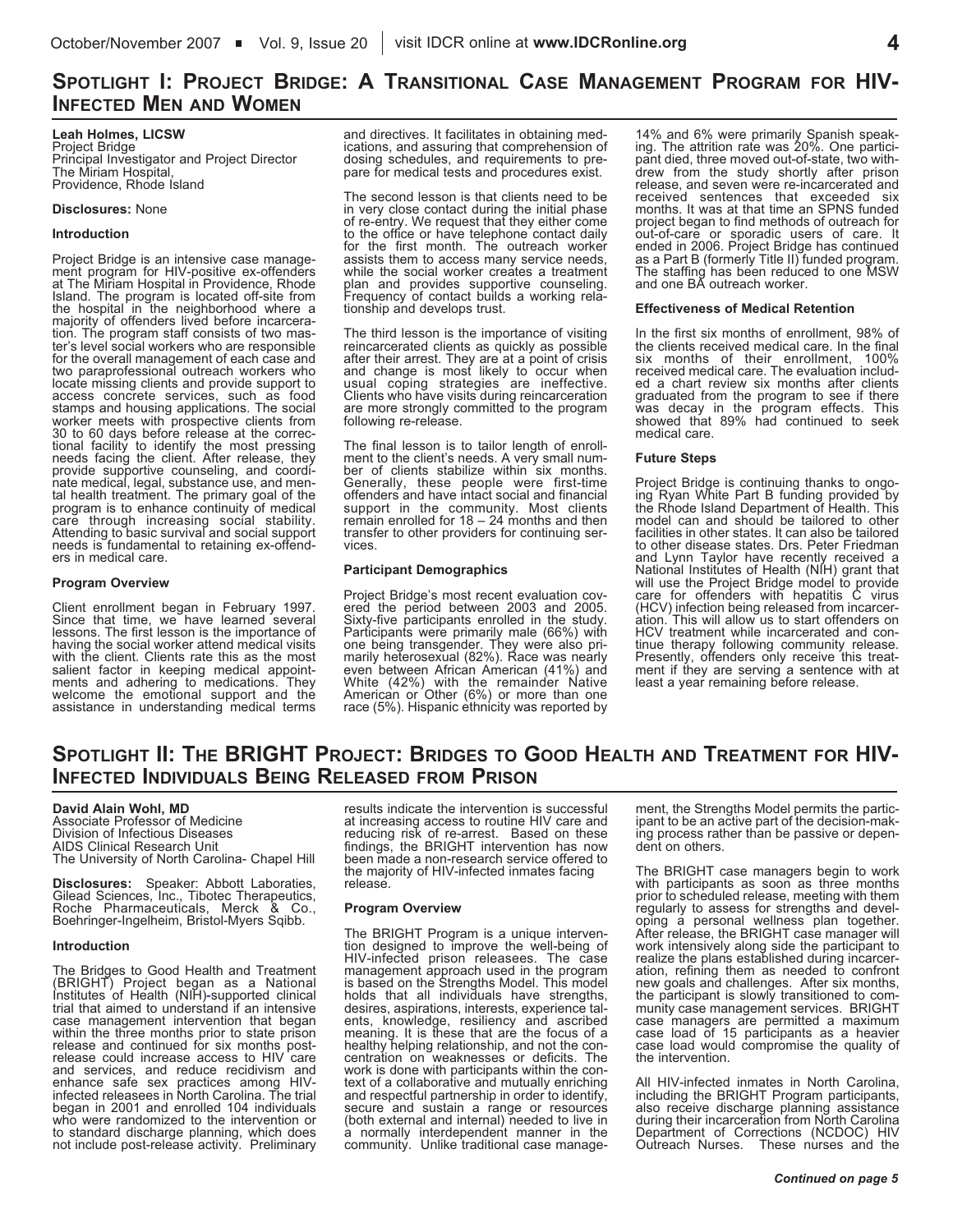## Spotlight I: Project Bridge: A Transitional Case Management Program for HIV-Infected Men and Women

**Leah Holmes, LICSW**
Project Bridge
Principal Investigator and Project Director
The Miriam Hospital,
Providence, Rhode Island

**Disclosures:** None

### Introduction

Project Bridge is an intensive case management program for HIV-positive ex-offenders at The Miriam Hospital in Providence, Rhode Island. The program is located off-site from the hospital in the neighborhood where a majority of offenders lived before incarceration. The program staff consists of two master's level social workers who are responsible for the overall management of each case and two paraprofessional outreach workers who locate missing clients and provide support to access concrete services, such as food stamps and housing applications. The social worker meets with prospective clients from 30 to 60 days before release at the correctional facility to identify the most pressing needs facing the client. After release, they provide supportive counseling, and coordinate medical, legal, substance use, and mental health treatment. The primary goal of the program is to enhance continuity of medical care through increasing social stability. Attending to basic survival and social support needs is fundamental to retaining ex-offenders in medical care.

### Program Overview

Client enrollment began in February 1997. Since that time, we have learned several lessons. The first lesson is the importance of having the social worker attend medical visits with the client. Clients rate this as the most salient factor in keeping medical appointments and adhering to medications. They welcome the emotional support and the assistance in understanding medical terms and directives. It facilitates in obtaining medications, and assuring that comprehension of dosing schedules, and requirements to prepare for medical tests and procedures exist.

The second lesson is that clients need to be in very close contact during the initial phase of re-entry. We request that they either come to the office or have telephone contact daily for the first month. The outreach worker assists them to access many service needs, while the social worker creates a treatment plan and provides supportive counseling. Frequency of contact builds a working relationship and develops trust.

The third lesson is the importance of visiting reincarcerated clients as quickly as possible after their arrest. They are at a point of crisis and change is most likely to occur when usual coping strategies are ineffective. Clients who have visits during reincarceration are more strongly committed to the program following re-release.

The final lesson is to tailor length of enrollment to the client's needs. A very small number of clients stabilize within six months. Generally, these people were first-time offenders and have intact social and financial support in the community. Most clients remain enrolled for 18 – 24 months and then transfer to other providers for continuing services.

### Participant Demographics

Project Bridge's most recent evaluation covered the period between 2003 and 2005. Sixty-five participants enrolled in the study. Participants were primarily male (66%) with one being transgender. They were also primarily heterosexual (82%). Race was nearly even between African American (41%) and White (42%) with the remainder Native American or Other (6%) or more than one race (5%). Hispanic ethnicity was reported by 14% and 6% were primarily Spanish speaking. The attrition rate was 20%. One participant died, three moved out-of-state, two withdrew from the study shortly after prison release, and seven were re-incarcerated and received sentences that exceeded six months. It was at that time an SPNS funded project began to find methods of outreach for out-of-care or sporadic users of care. It ended in 2006. Project Bridge has continued as a Part B (formerly Title II) funded program. The staffing has been reduced to one MSW and one BA outreach worker.

### Effectiveness of Medical Retention

In the first six months of enrollment, 98% of the clients received medical care. In the final six months of their enrollment, 100% received medical care. The evaluation included a chart review six months after clients graduated from the program to see if there was decay in the program effects. This showed that 89% had continued to seek medical care.

### Future Steps

Project Bridge is continuing thanks to ongoing Ryan White Part B funding provided by the Rhode Island Department of Health. This model can and should be tailored to other facilities in other states. It can also be tailored to other disease states. Drs. Peter Friedman and Lynn Taylor have recently received a National Institutes of Health (NIH) grant that will use the Project Bridge model to provide care for offenders with hepatitis C virus (HCV) infection being released from incarceration. This will allow us to start offenders on HCV treatment while incarcerated and continue therapy following community release. Presently, offenders only receive this treatment if they are serving a sentence with at least a year remaining before release.

## Spotlight II: The BRIGHT Project: Bridges to Good Health and Treatment for HIV-Infected Individuals Being Released from Prison

**David Alain Wohl, MD**
Associate Professor of Medicine
Division of Infectious Diseases
AIDS Clinical Research Unit
The University of North Carolina- Chapel Hill

**Disclosures:** Speaker: Abbott Laboraties, Gilead Sciences, Inc., Tibotec Therapeutics, Roche Pharmaceuticals, Merck & Co., Boehringer-Ingelheim, Bristol-Myers Sqibb.

### Introduction

The Bridges to Good Health and Treatment (BRIGHT) Project began as a National Institutes of Health (NIH)-supported clinical trial that aimed to understand if an intensive case management intervention that began within the three months prior to state prison release and continued for six months post-release could increase access to HIV care and services, and reduce recidivism and enhance safe sex practices among HIV-infected releasees in North Carolina. The trial began in 2001 and enrolled 104 individuals who were randomized to the intervention or to standard discharge planning, which does not include post-release activity. Preliminary results indicate the intervention is successful at increasing access to routine HIV care and reducing risk of re-arrest. Based on these findings, the BRIGHT intervention has now been made a non-research service offered to the majority of HIV-infected inmates facing release.

### Program Overview

The BRIGHT Program is a unique intervention designed to improve the well-being of HIV-infected prison releasees. The case management approach used in the program is based on the Strengths Model. This model holds that all individuals have strengths, desires, aspirations, interests, experience talents, knowledge, resiliency and ascribed meaning. It is these that are the focus of a healthy helping relationship, and not the concentration on weaknesses or deficits. The work is done with participants within the context of a collaborative and mutually enriching and respectful partnership in order to identify, secure and sustain a range or resources (both external and internal) needed to live in a normally interdependent manner in the community. Unlike traditional case management, the Strengths Model permits the participant to be an active part of the decision-making process rather than be passive or dependent on others.

The BRIGHT case managers begin to work with participants as soon as three months prior to scheduled release, meeting with them regularly to assess for strengths and developing a personal wellness plan together. After release, the BRIGHT case manager will work intensively along side the participant to realize the plans established during incarceration, refining them as needed to confront new goals and challenges. After six months, the participant is slowly transitioned to community case management services. BRIGHT case managers are permitted a maximum case load of 15 participants as a heavier case load would compromise the quality of the intervention.

All HIV-infected inmates in North Carolina, including the BRIGHT Program participants, also receive discharge planning assistance during their incarceration from North Carolina Department of Corrections (NCDOC) HIV Outreach Nurses. These nurses and the

*Continued on page 5*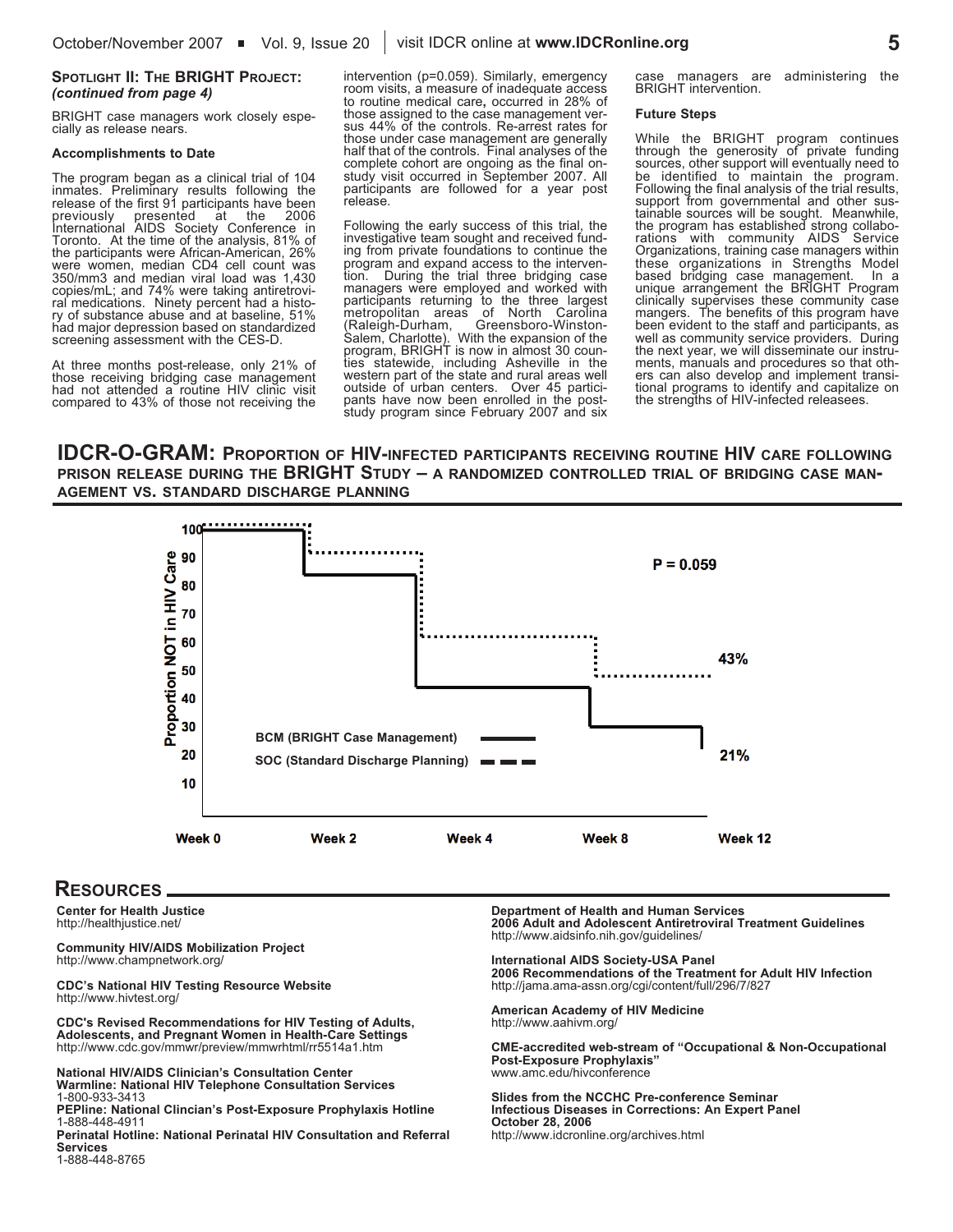### Spotlight II: The BRIGHT Project: *(continued from page 4)*

BRIGHT case managers work closely especially as release nears.

**Accomplishments to Date**

The program began as a clinical trial of 104 inmates. Preliminary results following the release of the first 91 participants have been previously presented at the 2006 International AIDS Society Conference in Toronto. At the time of the analysis, 81% of the participants were African-American, 26% were women, median CD4 cell count was 350/mm3 and median viral load was 1,430 copies/mL; and 74% were taking antiretroviral medications. Ninety percent had a history of substance abuse and at baseline, 51% had major depression based on standardized screening assessment with the CES-D.

At three months post-release, only 21% of those receiving bridging case management had not attended a routine HIV clinic visit compared to 43% of those not receiving the intervention (p=0.059). Similarly, emergency room visits, a measure of inadequate access to routine medical care, occurred in 28% of those assigned to the case management versus 44% of the controls. Re-arrest rates for those under case management are generally half that of the controls. Final analyses of the complete cohort are ongoing as the final on-study visit occurred in September 2007. All participants are followed for a year post release.

Following the early success of this trial, the investigative team sought and received funding from private foundations to continue the program and expand access to the intervention. During the trial three bridging case managers were employed and worked with participants returning to the three largest metropolitan areas of North Carolina (Raleigh-Durham, Greensboro-Winston-Salem, Charlotte). With the expansion of the program, BRIGHT is now in almost 30 counties statewide, including Asheville in the western part of the state and rural areas well outside of urban centers. Over 45 participants have now been enrolled in the post-study program since February 2007 and six case managers are administering the BRIGHT intervention.

**Future Steps**

While the BRIGHT program continues through the generosity of private funding sources, other support will eventually need to be identified to maintain the program. Following the final analysis of the trial results, support from governmental and other sustainable sources will be sought. Meanwhile, the program has established strong collaborations with community AIDS Service Organizations, training case managers within these organizations in Strengths Model based bridging case management. In a unique arrangement the BRIGHT Program clinically supervises these community case mangers. The benefits of this program have been evident to the staff and participants, as well as community service providers. During the next year, we will disseminate our instruments, manuals and procedures so that others can also develop and implement transitional programs to identify and capitalize on the strengths of HIV-infected releasees.

## IDCR-O-GRAM: Proportion of HIV-infected participants receiving routine HIV care following prison release during the BRIGHT Study – a randomized controlled trial of bridging case management vs. standard discharge planning

Proportion NOT in HIV Care (y-axis, 10–100) by Week 0, Week 2, Week 4, Week 8, Week 12

BCM (BRIGHT Case Management) —— 21%

SOC (Standard Discharge Planning) - - - 43%

P = 0.059

## Resources

**Center for Health Justice**
http://healthjustice.net/

**Community HIV/AIDS Mobilization Project**
http://www.champnetwork.org/

**CDC's National HIV Testing Resource Website**
http://www.hivtest.org/

**CDC's Revised Recommendations for HIV Testing of Adults, Adolescents, and Pregnant Women in Health-Care Settings**
http://www.cdc.gov/mmwr/preview/mmwrhtml/rr5514a1.htm

**National HIV/AIDS Clinician's Consultation Center**
**Warmline: National HIV Telephone Consultation Services**
1-800-933-3413
**PEPline: National Clincian's Post-Exposure Prophylaxis Hotline**
1-888-448-4911
**Perinatal Hotline: National Perinatal HIV Consultation and Referral Services**
1-888-448-8765

**Department of Health and Human Services**
**2006 Adult and Adolescent Antiretroviral Treatment Guidelines**
http://www.aidsinfo.nih.gov/guidelines/

**International AIDS Society-USA Panel**
**2006 Recommendations of the Treatment for Adult HIV Infection**
http://jama.ama-assn.org/cgi/content/full/296/7/827

**American Academy of HIV Medicine**
http://www.aahivm.org/

**CME-accredited web-stream of "Occupational & Non-Occupational Post-Exposure Prophylaxis"**
www.amc.edu/hivconference

**Slides from the NCCHC Pre-conference Seminar**
**Infectious Diseases in Corrections: An Expert Panel**
**October 28, 2006**
http://www.idcronline.org/archives.html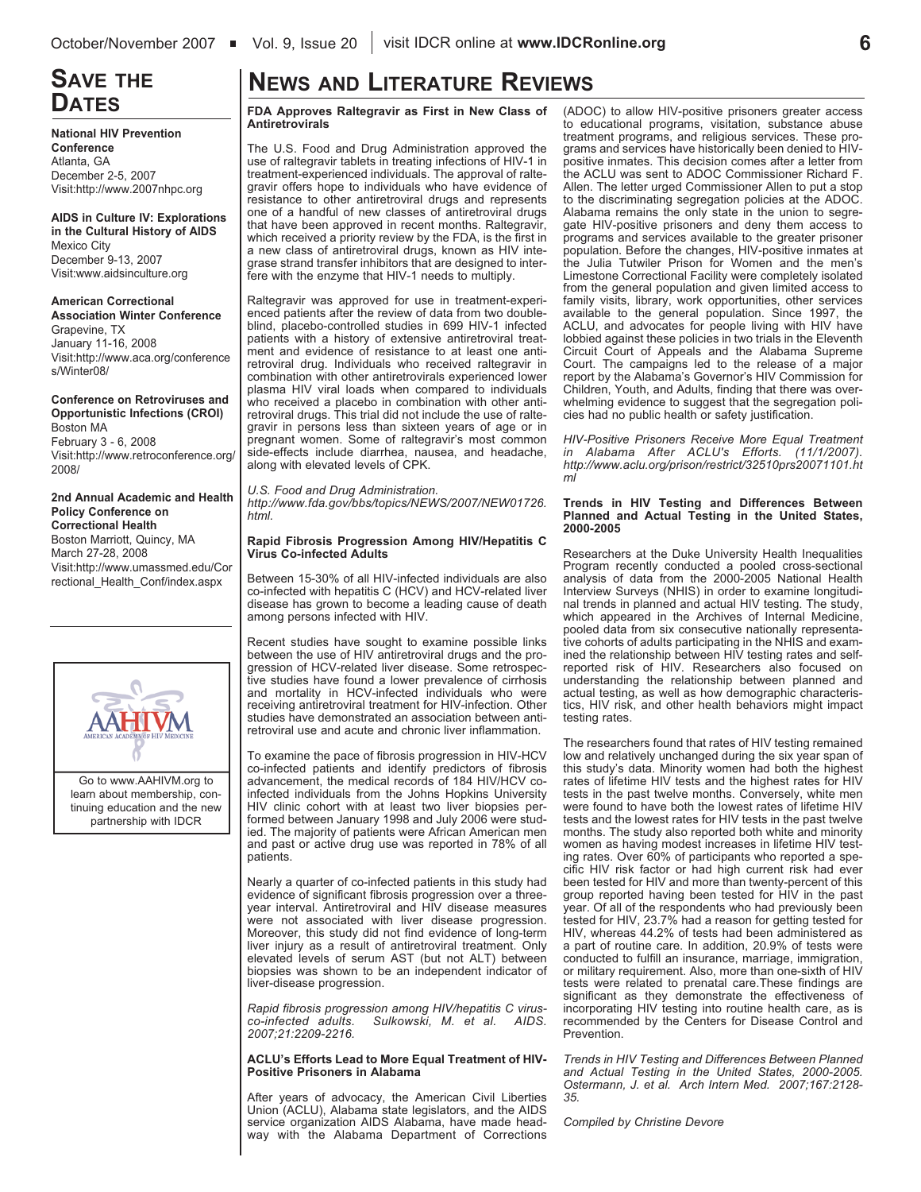## SAVE THE DATES

**National HIV Prevention Conference**
Atlanta, GA
December 2-5, 2007
Visit:http://www.2007nhpc.org

**AIDS in Culture IV: Explorations in the Cultural History of AIDS**
Mexico City
December 9-13, 2007
Visit:www.aidsinculture.org

**American Correctional Association Winter Conference**
Grapevine, TX
January 11-16, 2008
Visit:http://www.aca.org/conferences/Winter08/

**Conference on Retroviruses and Opportunistic Infections (CROI)**
Boston MA
February 3 - 6, 2008
Visit:http://www.retroconference.org/2008/

**2nd Annual Academic and Health Policy Conference on Correctional Health**
Boston Marriott, Quincy, MA
March 27-28, 2008
Visit:http://www.umassmed.edu/Correctional_Health_Conf/index.aspx

AAHIVM
AMERICAN ACADEMY OF HIV MEDICINE

Go to www.AAHIVM.org to learn about membership, continuing education and the new partnership with IDCR

# NEWS AND LITERATURE REVIEWS

### FDA Approves Raltegravir as First in New Class of Antiretrovirals

The U.S. Food and Drug Administration approved the use of raltegravir tablets in treating infections of HIV-1 in treatment-experienced individuals. The approval of raltegravir offers hope to individuals who have evidence of resistance to other antiretroviral drugs and represents one of a handful of new classes of antiretroviral drugs that have been approved in recent months. Raltegravir, which received a priority review by the FDA, is the first in a new class of antiretroviral drugs, known as HIV integrase strand transfer inhibitors that are designed to interfere with the enzyme that HIV-1 needs to multiply.

Raltegravir was approved for use in treatment-experienced patients after the review of data from two double-blind, placebo-controlled studies in 699 HIV-1 infected patients with a history of extensive antiretroviral treatment and evidence of resistance to at least one antiretroviral drug. Individuals who received raltegravir in combination with other antiretrovirals experienced lower plasma HIV viral loads when compared to individuals who received a placebo in combination with other antiretroviral drugs. This trial did not include the use of raltegravir in persons less than sixteen years of age or in pregnant women. Some of raltegravir's most common side-effects include diarrhea, nausea, and headache, along with elevated levels of CPK.

*U.S. Food and Drug Administration. http://www.fda.gov/bbs/topics/NEWS/2007/NEW01726.html.*

### Rapid Fibrosis Progression Among HIV/Hepatitis C Virus Co-infected Adults

Between 15-30% of all HIV-infected individuals are also co-infected with hepatitis C (HCV) and HCV-related liver disease has grown to become a leading cause of death among persons infected with HIV.

Recent studies have sought to examine possible links between the use of HIV antiretroviral drugs and the progression of HCV-related liver disease. Some retrospective studies have found a lower prevalence of cirrhosis and mortality in HCV-infected individuals who were receiving antiretroviral treatment for HIV-infection. Other studies have demonstrated an association between antiretroviral use and acute and chronic liver inflammation.

To examine the pace of fibrosis progression in HIV-HCV co-infected patients and identify predictors of fibrosis advancement, the medical records of 184 HIV/HCV co-infected individuals from the Johns Hopkins University HIV clinic cohort with at least two liver biopsies performed between January 1998 and July 2006 were studied. The majority of patients were African American men and past or active drug use was reported in 78% of all patients.

Nearly a quarter of co-infected patients in this study had evidence of significant fibrosis progression over a three-year interval. Antiretroviral and HIV disease measures were not associated with liver disease progression. Moreover, this study did not find evidence of long-term liver injury as a result of antiretroviral treatment. Only elevated levels of serum AST (but not ALT) between biopsies was shown to be an independent indicator of liver-disease progression.

*Rapid fibrosis progression among HIV/hepatitis C virus-co-infected adults. Sulkowski, M. et al. AIDS. 2007;21:2209-2216.*

### ACLU's Efforts Lead to More Equal Treatment of HIV-Positive Prisoners in Alabama

After years of advocacy, the American Civil Liberties Union (ACLU), Alabama state legislators, and the AIDS service organization AIDS Alabama, have made headway with the Alabama Department of Corrections (ADOC) to allow HIV-positive prisoners greater access to educational programs, visitation, substance abuse treatment programs, and religious services. These programs and services have historically been denied to HIV-positive inmates. This decision comes after a letter from the ACLU was sent to ADOC Commissioner Richard F. Allen. The letter urged Commissioner Allen to put a stop to the discriminating segregation policies at the ADOC. Alabama remains the only state in the union to segregate HIV-positive prisoners and deny them access to programs and services available to the greater prisoner population. Before the changes, HIV-positive inmates at the Julia Tutwiler Prison for Women and the men's Limestone Correctional Facility were completely isolated from the general population and given limited access to family visits, library, work opportunities, other services available to the general population. Since 1997, the ACLU, and advocates for people living with HIV have lobbied against these policies in two trials in the Eleventh Circuit Court of Appeals and the Alabama Supreme Court. The campaigns led to the release of a major report by the Alabama's Governor's HIV Commission for Children, Youth, and Adults, finding that there was overwhelming evidence to suggest that the segregation policies had no public health or safety justification.

*HIV-Positive Prisoners Receive More Equal Treatment in Alabama After ACLU's Efforts. (11/1/2007). http://www.aclu.org/prison/restrict/32510prs20071101.html*

### Trends in HIV Testing and Differences Between Planned and Actual Testing in the United States, 2000-2005

Researchers at the Duke University Health Inequalities Program recently conducted a pooled cross-sectional analysis of data from the 2000-2005 National Health Interview Surveys (NHIS) in order to examine longitudinal trends in planned and actual HIV testing. The study, which appeared in the Archives of Internal Medicine, pooled data from six consecutive nationally representative cohorts of adults participating in the NHIS and examined the relationship between HIV testing rates and self-reported risk of HIV. Researchers also focused on understanding the relationship between planned and actual testing, as well as how demographic characteristics, HIV risk, and other health behaviors might impact testing rates.

The researchers found that rates of HIV testing remained low and relatively unchanged during the six year span of this study's data. Minority women had both the highest rates of lifetime HIV tests and the highest rates for HIV tests in the past twelve months. Conversely, white men were found to have both the lowest rates of lifetime HIV tests and the lowest rates for HIV tests in the past twelve months. The study also reported both white and minority women as having modest increases in lifetime HIV testing rates. Over 60% of participants who reported a specific HIV risk factor or had high current risk had ever been tested for HIV and more than twenty-percent of this group reported having been tested for HIV in the past year. Of all of the respondents who had previously been tested for HIV, 23.7% had a reason for getting tested for HIV, whereas 44.2% of tests had been administered as a part of routine care. In addition, 20.9% of tests were conducted to fulfill an insurance, marriage, immigration, or military requirement. Also, more than one-sixth of HIV tests were related to prenatal care.These findings are significant as they demonstrate the effectiveness of incorporating HIV testing into routine health care, as is recommended by the Centers for Disease Control and Prevention.

*Trends in HIV Testing and Differences Between Planned and Actual Testing in the United States, 2000-2005. Ostermann, J. et al. Arch Intern Med. 2007;167:2128-35.*

*Compiled by Christine Devore*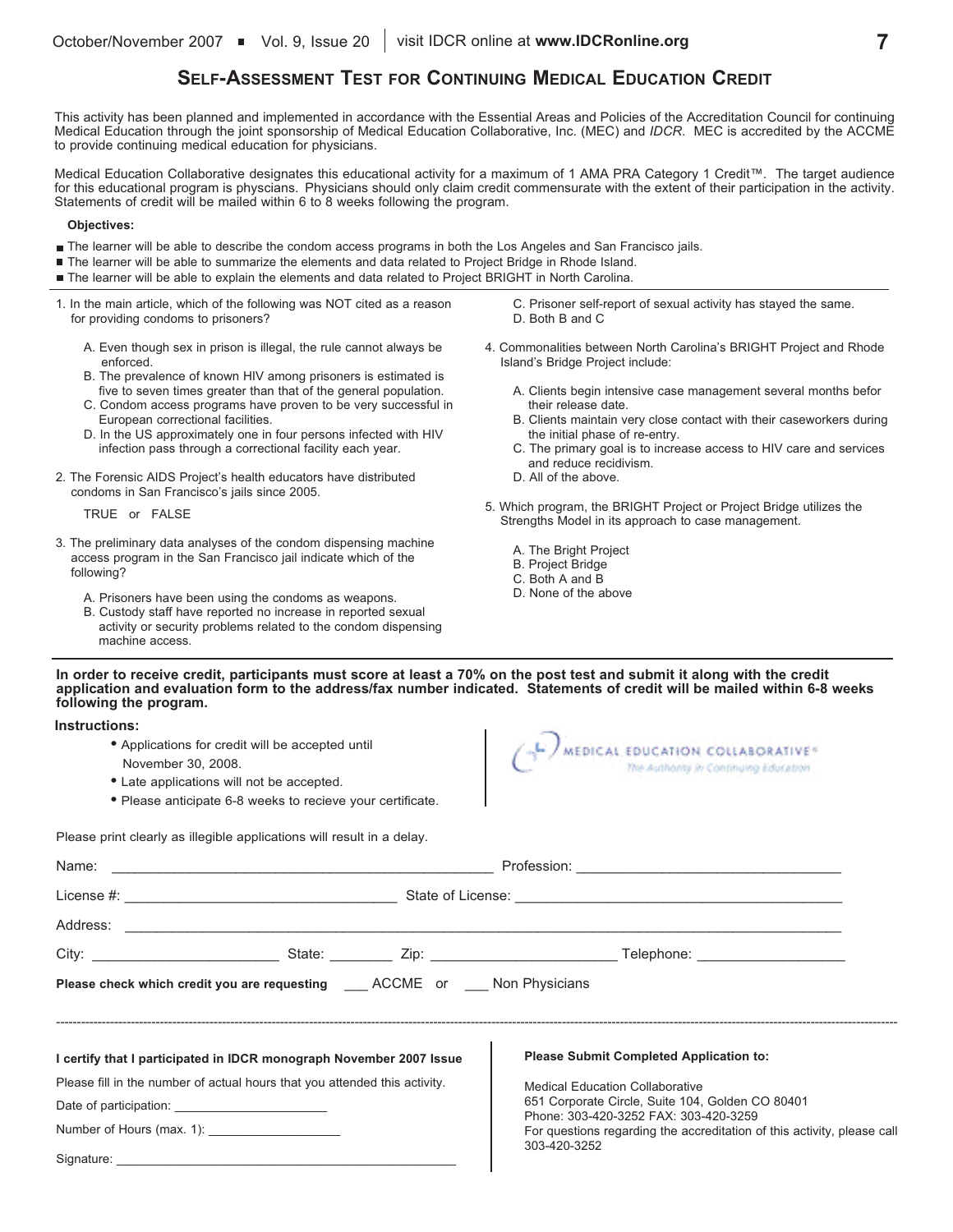## Self-Assessment Test for Continuing Medical Education Credit

This activity has been planned and implemented in accordance with the Essential Areas and Policies of the Accreditation Council for continuing Medical Education through the joint sponsorship of Medical Education Collaborative, Inc. (MEC) and *IDCR*. MEC is accredited by the ACCME to provide continuing medical education for physicians.

Medical Education Collaborative designates this educational activity for a maximum of 1 AMA PRA Category 1 Credit™. The target audience for this educational program is physcians. Physicians should only claim credit commensurate with the extent of their participation in the activity. Statements of credit will be mailed within 6 to 8 weeks following the program.

**Objectives:**

- The learner will be able to describe the condom access programs in both the Los Angeles and San Francisco jails.
- The learner will be able to summarize the elements and data related to Project Bridge in Rhode Island.
- The learner will be able to explain the elements and data related to Project BRIGHT in North Carolina.

1. In the main article, which of the following was NOT cited as a reason for providing condoms to prisoners?

   A. Even though sex in prison is illegal, the rule cannot always be enforced.
   B. The prevalence of known HIV among prisoners is estimated is five to seven times greater than that of the general population.
   C. Condom access programs have proven to be very successful in European correctional facilities.
   D. In the US approximately one in four persons infected with HIV infection pass through a correctional facility each year.

2. The Forensic AIDS Project's health educators have distributed condoms in San Francisco's jails since 2005.

   TRUE or FALSE

3. The preliminary data analyses of the condom dispensing machine access program in the San Francisco jail indicate which of the following?

   A. Prisoners have been using the condoms as weapons.
   B. Custody staff have reported no increase in reported sexual activity or security problems related to the condom dispensing machine access.
   C. Prisoner self-report of sexual activity has stayed the same.
   D. Both B and C

4. Commonalities between North Carolina's BRIGHT Project and Rhode Island's Bridge Project include:

   A. Clients begin intensive case management several months befor their release date.
   B. Clients maintain very close contact with their caseworkers during the initial phase of re-entry.
   C. The primary goal is to increase access to HIV care and services and reduce recidivism.
   D. All of the above.

5. Which program, the BRIGHT Project or Project Bridge utilizes the Strengths Model in its approach to case management.

   A. The Bright Project
   B. Project Bridge
   C. Both A and B
   D. None of the above

**In order to receive credit, participants must score at least a 70% on the post test and submit it along with the credit application and evaluation form to the address/fax number indicated. Statements of credit will be mailed within 6-8 weeks following the program.**

**Instructions:**

- Applications for credit will be accepted until November 30, 2008.
- Late applications will not be accepted.
- Please anticipate 6-8 weeks to recieve your certificate.

MEDICAL EDUCATION COLLABORATIVE®
*The Authority in Continuing Education*

Please print clearly as illegible applications will result in a delay.

Name: ______________________ Profession: ______________________

License #: ______________________ State of License: ______________________

Address: ____________________________________________

City: ____________ State: ________ Zip: ____________ Telephone: ____________

**Please check which credit you are requesting** ___ ACCME or ___ Non Physicians

---

**I certify that I participated in IDCR monograph November 2007 Issue**

Please fill in the number of actual hours that you attended this activity.

Date of participation: ______________________

Number of Hours (max. 1): ______________________

Signature: ____________________________________________

**Please Submit Completed Application to:**

Medical Education Collaborative
651 Corporate Circle, Suite 104, Golden CO 80401
Phone: 303-420-3252 FAX: 303-420-3259
For questions regarding the accreditation of this activity, please call 303-420-3252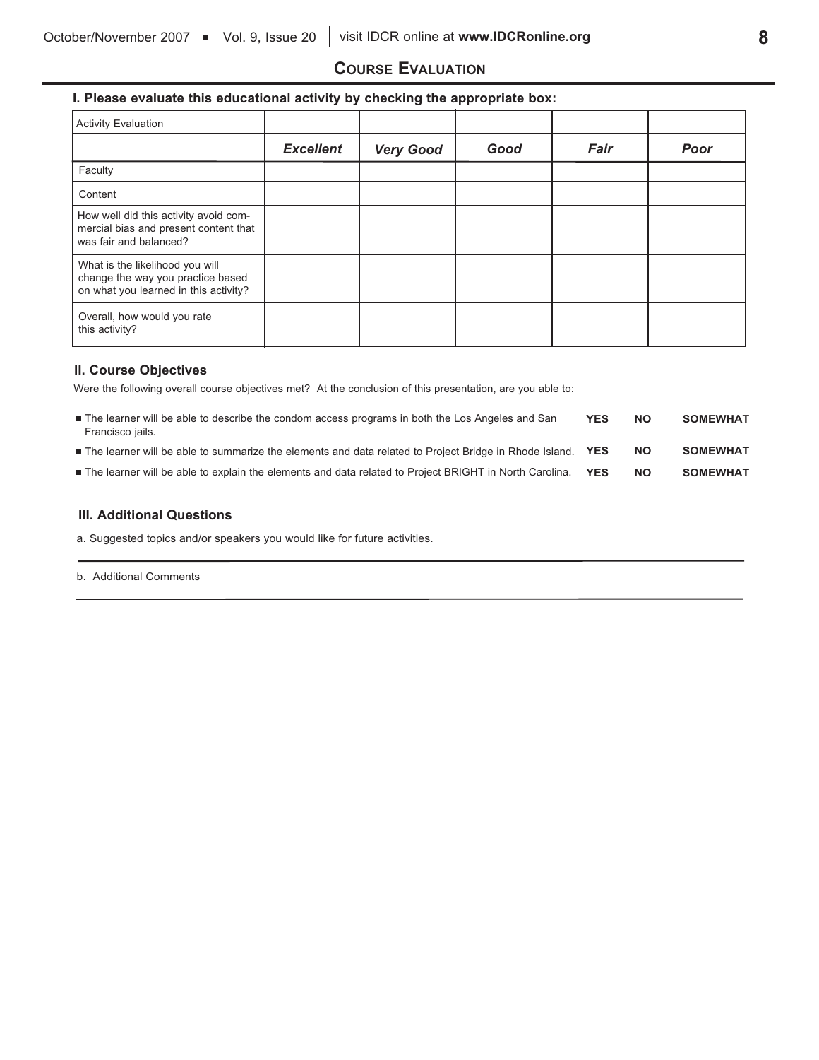## Course Evaluation

**I. Please evaluate this educational activity by checking the appropriate box:**

| Activity Evaluation | | | | | |
|---|---|---|---|---|---|
| | ***Excellent*** | ***Very Good*** | ***Good*** | ***Fair*** | ***Poor*** |
| Faculty | | | | | |
| Content | | | | | |
| How well did this activity avoid commercial bias and present content that was fair and balanced? | | | | | |
| What is the likelihood you will change the way you practice based on what you learned in this activity? | | | | | |
| Overall, how would you rate this activity? | | | | | |

### II. Course Objectives

Were the following overall course objectives met? At the conclusion of this presentation, are you able to:

- The learner will be able to describe the condom access programs in both the Los Angeles and San Francisco jails. **YES** **NO** **SOMEWHAT**
- The learner will be able to summarize the elements and data related to Project Bridge in Rhode Island. **YES** **NO** **SOMEWHAT**
- The learner will be able to explain the elements and data related to Project BRIGHT in North Carolina. **YES** **NO** **SOMEWHAT**

### III. Additional Questions

a. Suggested topics and/or speakers you would like for future activities.

b. Additional Comments